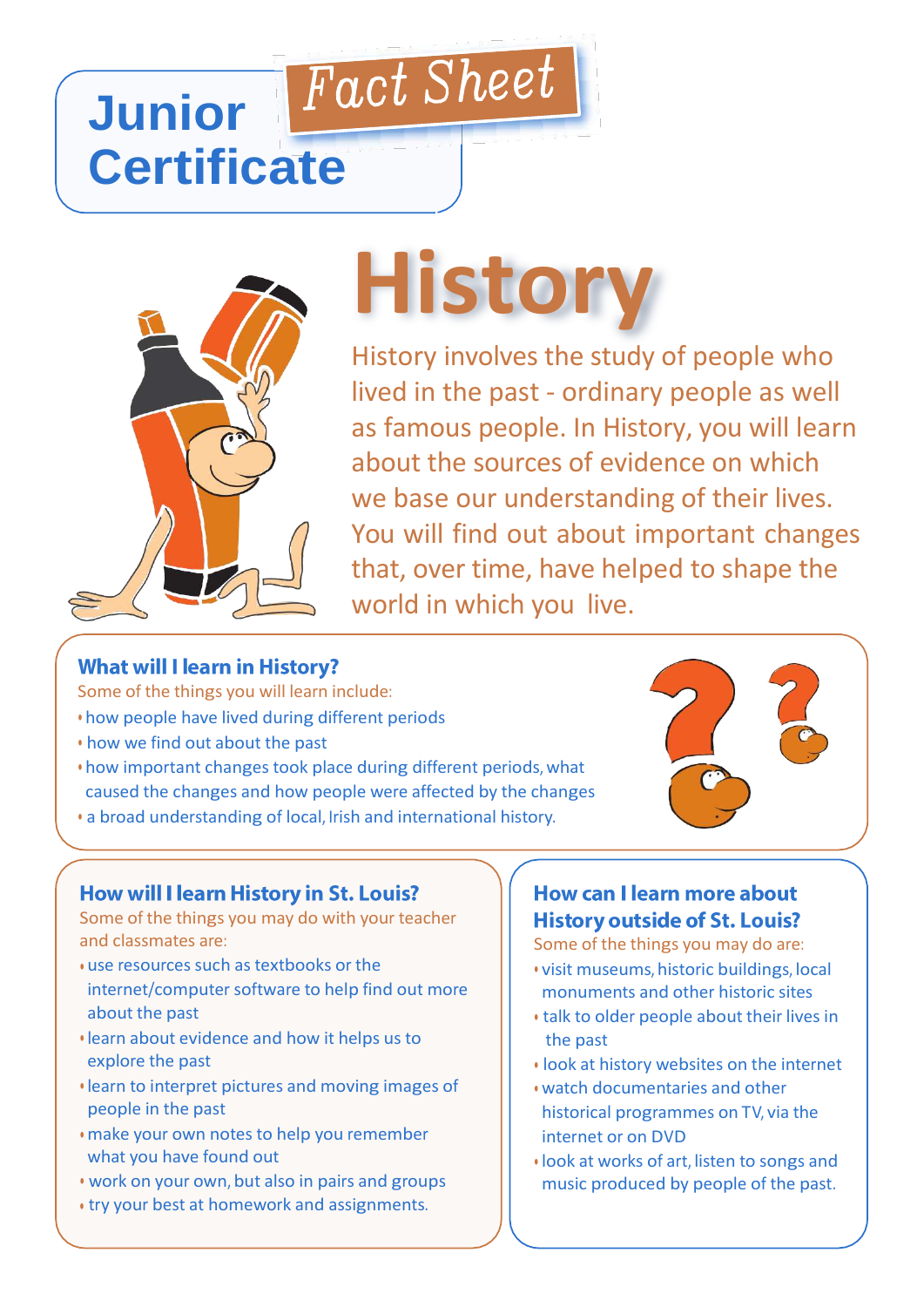# Junior Certificate

*Fact Sheet*

# History

History involves the study of people who lived in the past - ordinary people as well as famous people. In History, you will learn about the sources of evidence on which we base our understanding of their lives. You will find out about important changes that, over time, have helped to shape the world in which you live.

## What will I learn in History?

Some of the things you will learn include:

- how people have lived during different periods
- how we find out about the past
- how important changes took place during different periods, what caused the changes and how people were affected by the changes
- a broad understanding of local, Irish and international history.

## How will I learn History in St. Louis?

Some of the things you may do with your teacher and classmates are:

- use resources such as textbooks or the internet/computer software to help find out more about the past
- learn about evidence and how it helps us to explore the past
- learn to interpret pictures and moving images of people in the past
- make your own notes to help you remember what you have found out
- work on your own, but also in pairs and groups
- try your best at homework and assignments.

## How can I learn more about History outside of St. Louis?

Some of the things you may do are:

- visit museums, historic buildings, local monuments and other historic sites
- talk to older people about their lives in the past
- look at history websites on the internet
- watch documentaries and other historical programmes on TV, via the internet or on DVD
- look at works of art, listen to songs and music produced by people of the past.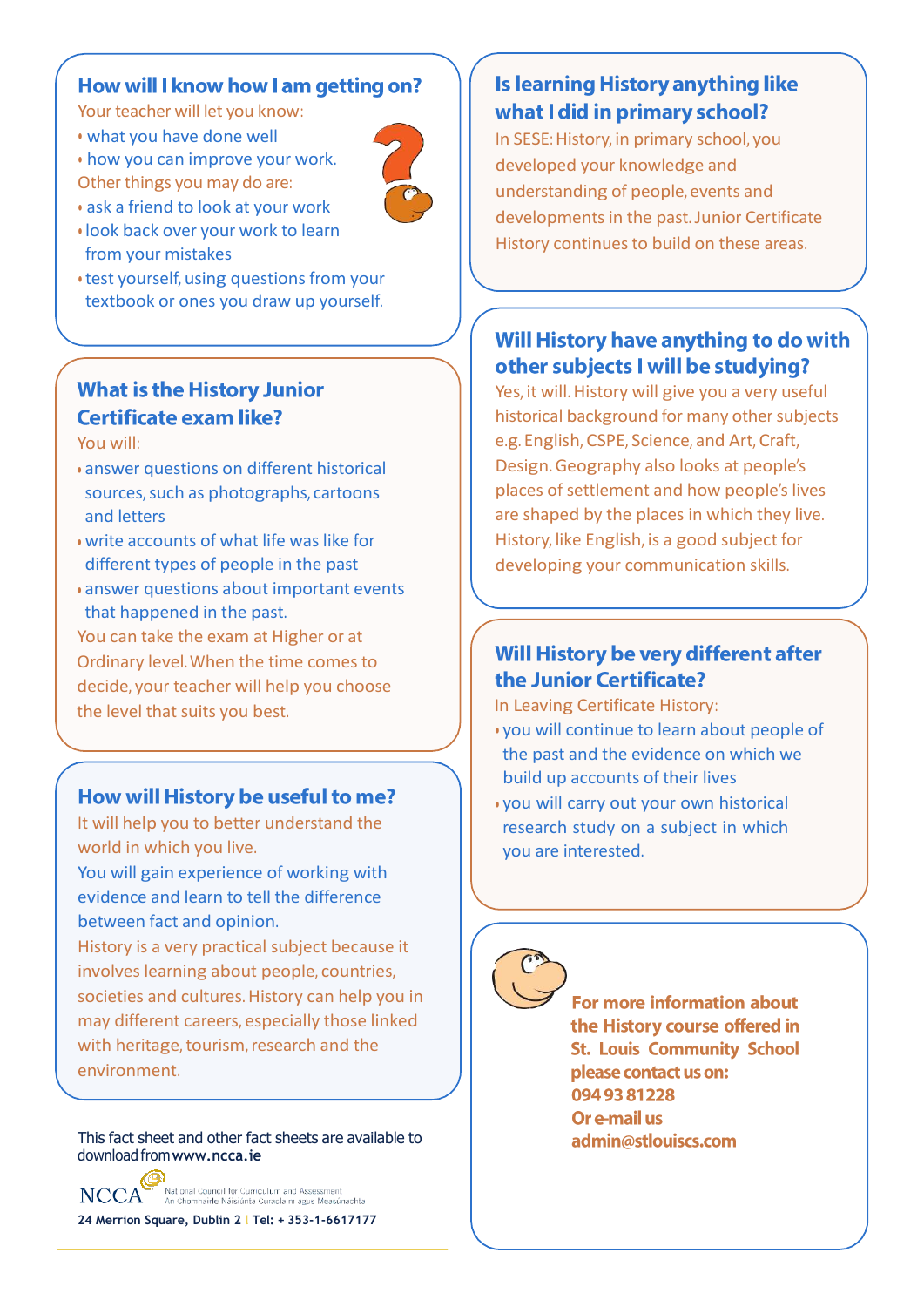## How will I know how I am getting on?

Your teacher will let you know:

- what you have done well
- how you can improve your work.

Other things you may do are:

- ask a friend to look at your work
- look back over your work to learn from your mistakes
- test yourself, using questions from your textbook or ones you draw up yourself.

## What is the History Junior Certificate exam like?

You will:

- answer questions on different historical sources, such as photographs, cartoons and letters
- write accounts of what life was like for different types of people in the past
- answer questions about important events that happened in the past.

You can take the exam at Higher or at Ordinary level. When the time comes to decide, your teacher will help you choose the level that suits you best.

## How will History be useful to me?

It will help you to better understand the world in which you live.

You will gain experience of working with evidence and learn to tell the difference between fact and opinion.

History is a very practical subject because it involves learning about people, countries, societies and cultures. History can help you in may different careers, especially those linked with heritage, tourism, research and the environment.

This fact sheet and other fact sheets are available to download from **www.ncca.ie**

NCCA National Council for Curriculum and Assessment
An Chomhairle Náisiúnta Curaclaim agus Measúnachta

**24 Merrion Square, Dublin 2 | Tel: + 353-1-6617177**

## Is learning History anything like what I did in primary school?

In SESE: History, in primary school, you developed your knowledge and understanding of people, events and developments in the past. Junior Certificate History continues to build on these areas.

## Will History have anything to do with other subjects I will be studying?

Yes, it will. History will give you a very useful historical background for many other subjects e.g. English, CSPE, Science, and Art, Craft, Design. Geography also looks at people's places of settlement and how people's lives are shaped by the places in which they live. History, like English, is a good subject for developing your communication skills.

## Will History be very different after the Junior Certificate?

In Leaving Certificate History:

- you will continue to learn about people of the past and the evidence on which we build up accounts of their lives
- you will carry out your own historical research study on a subject in which you are interested.

**For more information about the History course offered in St. Louis Community School please contact us on: 094 93 81228 Or e-mail us admin@stlouiscs.com**